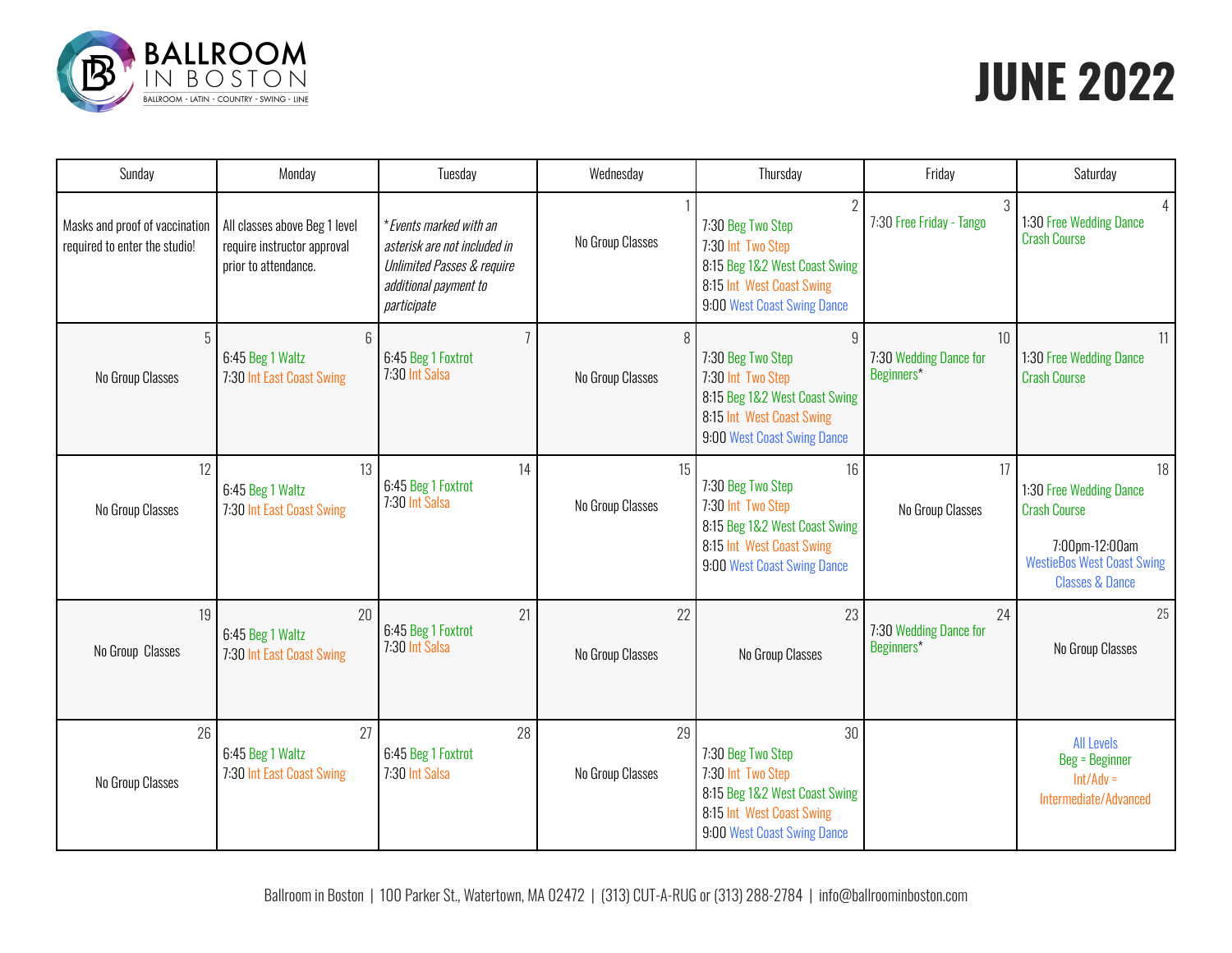# BALLROOM IN BOSTON

BALLROOM · LATIN · COUNTRY · SWING · LINE

# JUNE 2022

| Sunday | Monday | Tuesday | Wednesday | Thursday | Friday | Saturday |
|---|---|---|---|---|---|---|
| Masks and proof of vaccination required to enter the studio! | All classes above Beg 1 level require instructor approval prior to attendance. | **\*Events marked with an asterisk are not included in Unlimited Passes & require additional payment to participate** | 1<br>No Group Classes | 2<br>7:30 Beg Two Step<br>7:30 Int Two Step<br>8:15 Beg 1&2 West Coast Swing<br>8:15 Int West Coast Swing<br>9:00 West Coast Swing Dance | 3<br>7:30 Free Friday - Tango | 4<br>1:30 Free Wedding Dance Crash Course |
| 5<br>No Group Classes | 6<br>6:45 Beg 1 Waltz<br>7:30 Int East Coast Swing | 7<br>6:45 Beg 1 Foxtrot<br>7:30 Int Salsa | 8<br>No Group Classes | 9<br>7:30 Beg Two Step<br>7:30 Int Two Step<br>8:15 Beg 1&2 West Coast Swing<br>8:15 Int West Coast Swing<br>9:00 West Coast Swing Dance | 10<br>7:30 Wedding Dance for Beginners* | 11<br>1:30 Free Wedding Dance Crash Course |
| 12<br>No Group Classes | 13<br>6:45 Beg 1 Waltz<br>7:30 Int East Coast Swing | 14<br>6:45 Beg 1 Foxtrot<br>7:30 Int Salsa | 15<br>No Group Classes | 16<br>7:30 Beg Two Step<br>7:30 Int Two Step<br>8:15 Beg 1&2 West Coast Swing<br>8:15 Int West Coast Swing<br>9:00 West Coast Swing Dance | 17<br>No Group Classes | 18<br>1:30 Free Wedding Dance Crash Course<br>7:00pm-12:00am WestieBos West Coast Swing Classes & Dance |
| 19<br>No Group Classes | 20<br>6:45 Beg 1 Waltz<br>7:30 Int East Coast Swing | 21<br>6:45 Beg 1 Foxtrot<br>7:30 Int Salsa | 22<br>No Group Classes | 23<br>No Group Classes | 24<br>7:30 Wedding Dance for Beginners* | 25<br>No Group Classes |
| 26<br>No Group Classes | 27<br>6:45 Beg 1 Waltz<br>7:30 Int East Coast Swing | 28<br>6:45 Beg 1 Foxtrot<br>7:30 Int Salsa | 29<br>No Group Classes | 30<br>7:30 Beg Two Step<br>7:30 Int Two Step<br>8:15 Beg 1&2 West Coast Swing<br>8:15 Int West Coast Swing<br>9:00 West Coast Swing Dance | | All Levels<br>Beg = Beginner<br>Int/Adv = Intermediate/Advanced |

Ballroom in Boston | 100 Parker St., Watertown, MA 02472 | (313) CUT-A-RUG or (313) 288-2784 | info@ballroominboston.com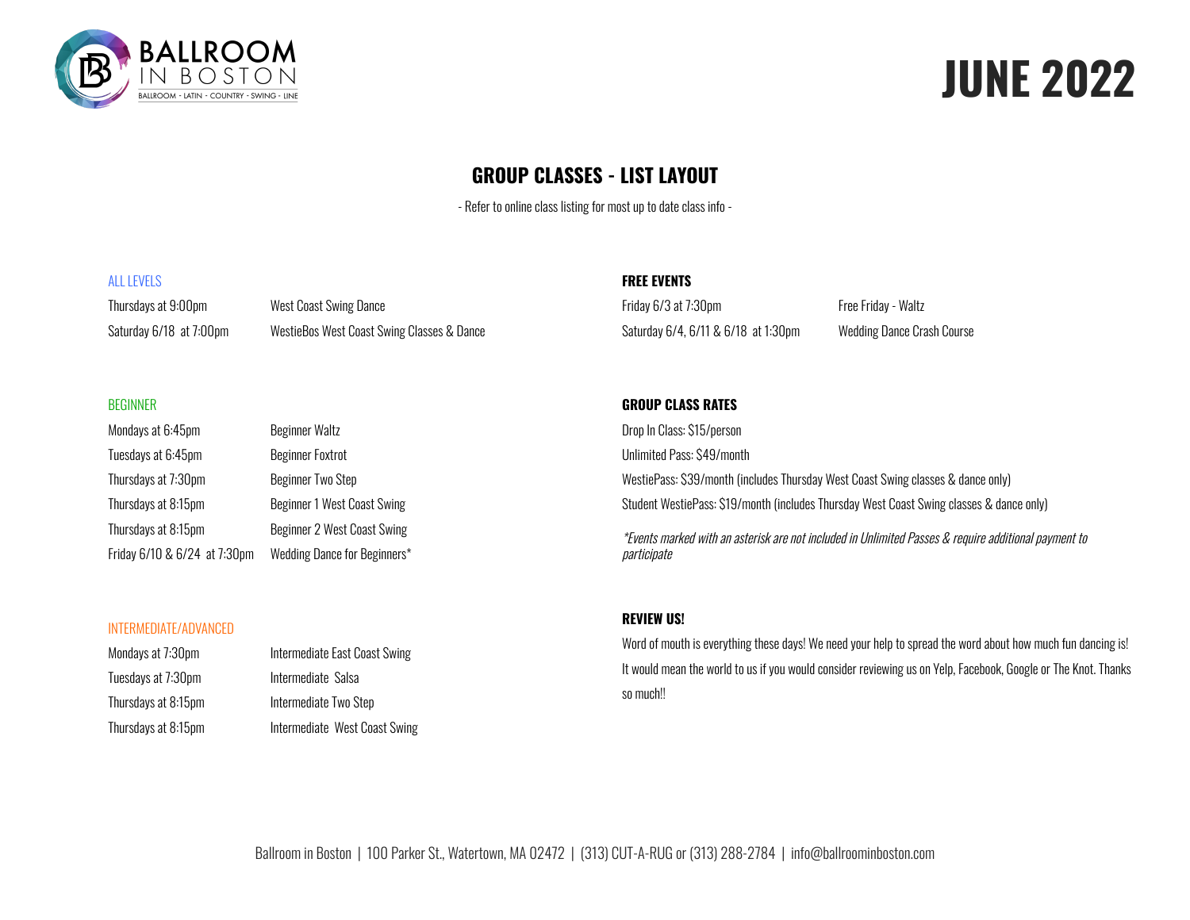BALLROOM IN BOSTON
BALLROOM - LATIN - COUNTRY - SWING - LINE

# JUNE 2022

## GROUP CLASSES - LIST LAYOUT

- Refer to online class listing for most up to date class info -

### ALL LEVELS

| | |
|---|---|
| Thursdays at 9:00pm | West Coast Swing Dance |
| Saturday 6/18 at 7:00pm | WestieBos West Coast Swing Classes & Dance |

### BEGINNER

| | |
|---|---|
| Mondays at 6:45pm | Beginner Waltz |
| Tuesdays at 6:45pm | Beginner Foxtrot |
| Thursdays at 7:30pm | Beginner Two Step |
| Thursdays at 8:15pm | Beginner 1 West Coast Swing |
| Thursdays at 8:15pm | Beginner 2 West Coast Swing |
| Friday 6/10 & 6/24 at 7:30pm | Wedding Dance for Beginners* |

### INTERMEDIATE/ADVANCED

| | |
|---|---|
| Mondays at 7:30pm | Intermediate East Coast Swing |
| Tuesdays at 7:30pm | Intermediate Salsa |
| Thursdays at 8:15pm | Intermediate Two Step |
| Thursdays at 8:15pm | Intermediate West Coast Swing |

### FREE EVENTS

| | |
|---|---|
| Friday 6/3 at 7:30pm | Free Friday - Waltz |
| Saturday 6/4, 6/11 & 6/18 at 1:30pm | Wedding Dance Crash Course |

### GROUP CLASS RATES

Drop In Class: $15/person

Unlimited Pass: $49/month

WestiePass: $39/month (includes Thursday West Coast Swing classes & dance only)

Student WestiePass: $19/month (includes Thursday West Coast Swing classes & dance only)

*\*Events marked with an asterisk are not included in Unlimited Passes & require additional payment to participate*

### REVIEW US!

Word of mouth is everything these days! We need your help to spread the word about how much fun dancing is! It would mean the world to us if you would consider reviewing us on Yelp, Facebook, Google or The Knot. Thanks so much!!

Ballroom in Boston | 100 Parker St., Watertown, MA 02472 | (313) CUT-A-RUG or (313) 288-2784 | info@ballroominboston.com